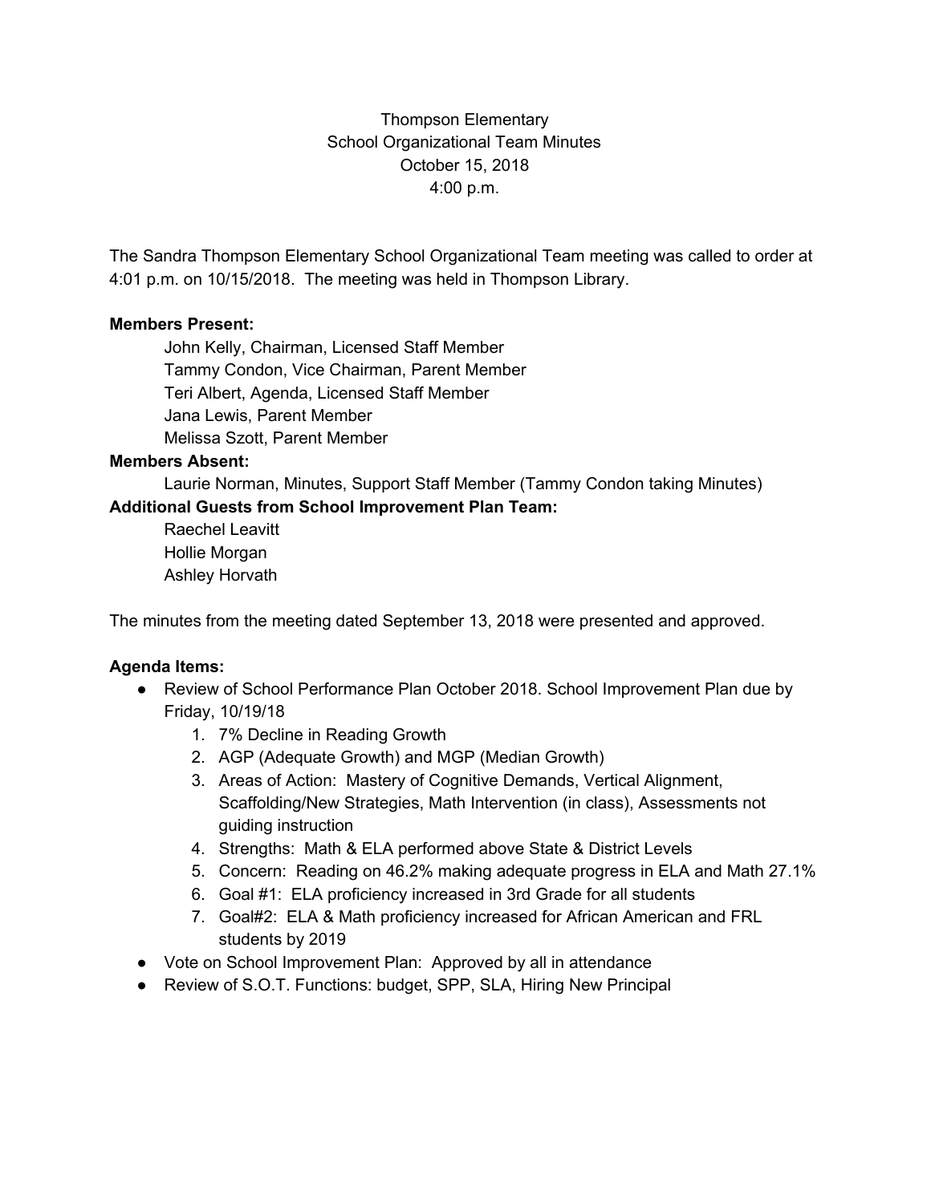Thompson Elementary
School Organizational Team Minutes
October 15, 2018
4:00 p.m.

The Sandra Thompson Elementary School Organizational Team meeting was called to order at 4:01 p.m. on 10/15/2018. The meeting was held in Thompson Library.

**Members Present:**

John Kelly, Chairman, Licensed Staff Member
Tammy Condon, Vice Chairman, Parent Member
Teri Albert, Agenda, Licensed Staff Member
Jana Lewis, Parent Member
Melissa Szott, Parent Member

**Members Absent:**

Laurie Norman, Minutes, Support Staff Member (Tammy Condon taking Minutes)

**Additional Guests from School Improvement Plan Team:**

Raechel Leavitt
Hollie Morgan
Ashley Horvath

The minutes from the meeting dated September 13, 2018 were presented and approved.

**Agenda Items:**

- Review of School Performance Plan October 2018. School Improvement Plan due by Friday, 10/19/18
  1. 7% Decline in Reading Growth
  2. AGP (Adequate Growth) and MGP (Median Growth)
  3. Areas of Action: Mastery of Cognitive Demands, Vertical Alignment, Scaffolding/New Strategies, Math Intervention (in class), Assessments not guiding instruction
  4. Strengths: Math & ELA performed above State & District Levels
  5. Concern: Reading on 46.2% making adequate progress in ELA and Math 27.1%
  6. Goal #1: ELA proficiency increased in 3rd Grade for all students
  7. Goal#2: ELA & Math proficiency increased for African American and FRL students by 2019
- Vote on School Improvement Plan: Approved by all in attendance
- Review of S.O.T. Functions: budget, SPP, SLA, Hiring New Principal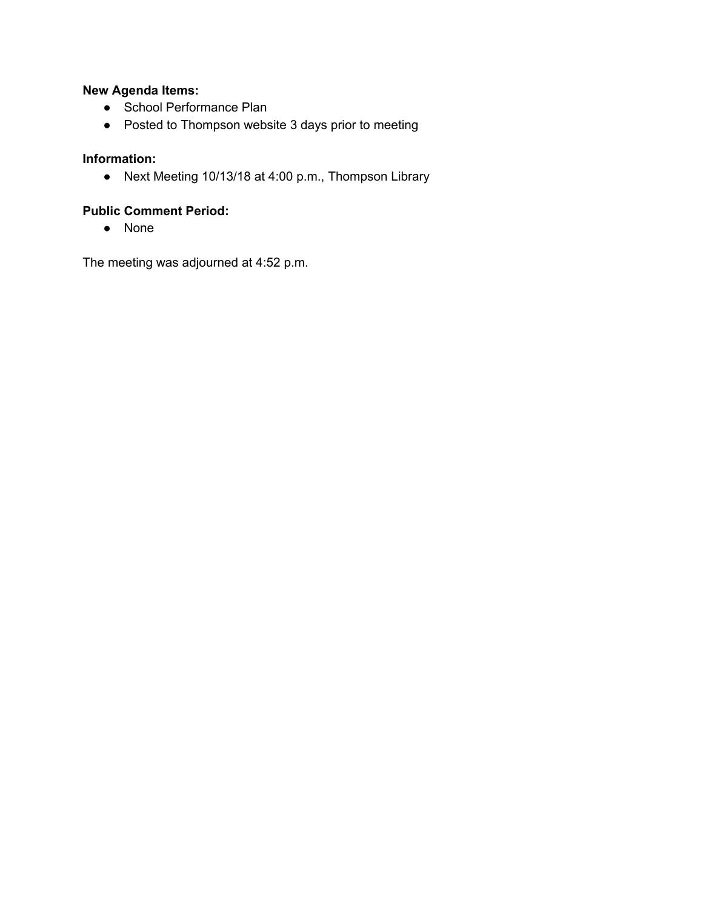**New Agenda Items:**

- School Performance Plan
- Posted to Thompson website 3 days prior to meeting

**Information:**

- Next Meeting 10/13/18 at 4:00 p.m., Thompson Library

**Public Comment Period:**

- None

The meeting was adjourned at 4:52 p.m.